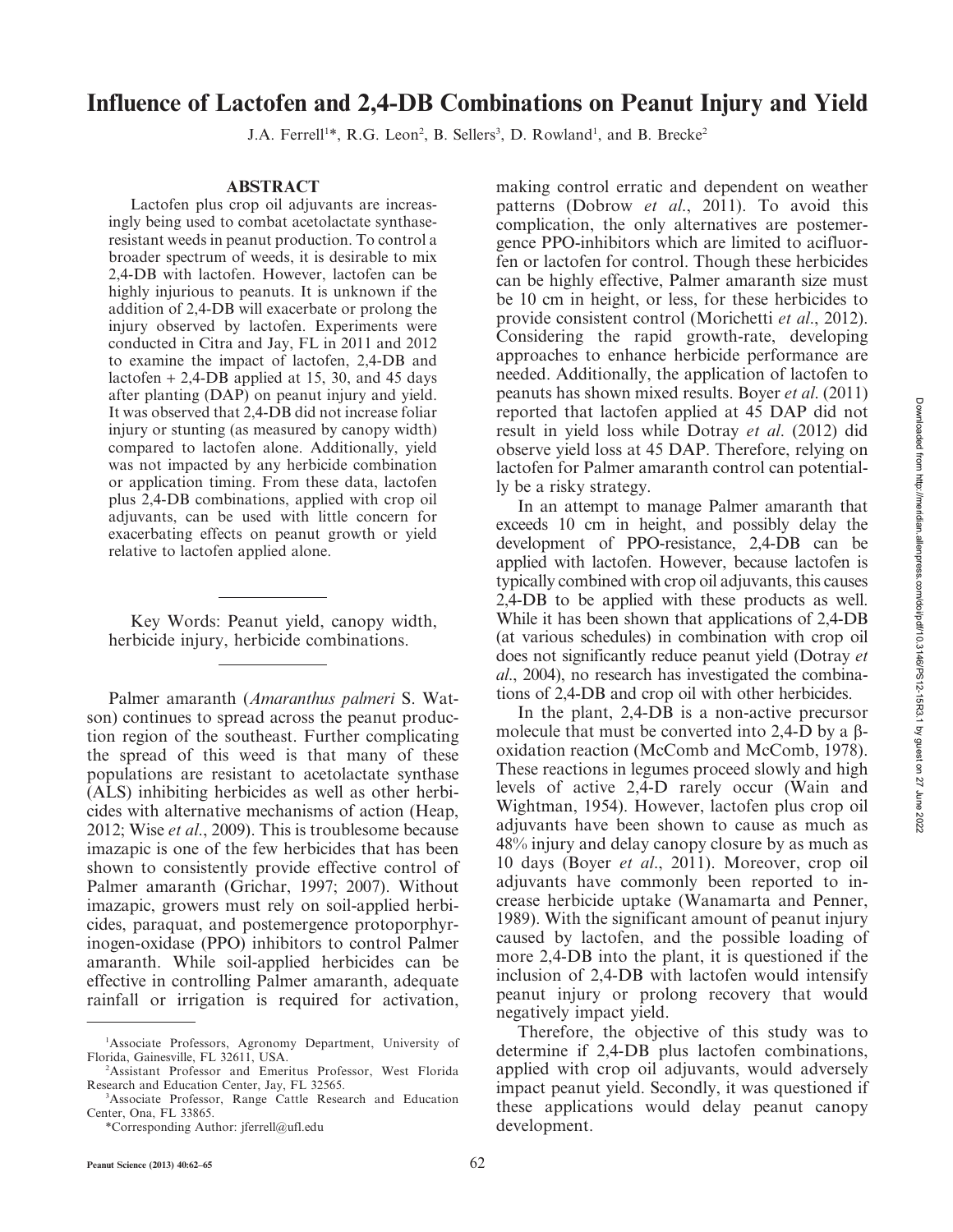# Influence of Lactofen and 2,4-DB Combinations on Peanut Injury and Yield

J.A. Ferrell[1]*, R.G. Leon[2], B. Sellers[3], D. Rowland[1], and B. Brecke[2]

## ABSTRACT

Lactofen plus crop oil adjuvants are increasingly being used to combat acetolactate synthase-resistant weeds in peanut production. To control a broader spectrum of weeds, it is desirable to mix 2,4-DB with lactofen. However, lactofen can be highly injurious to peanuts. It is unknown if the addition of 2,4-DB will exacerbate or prolong the injury observed by lactofen. Experiments were conducted in Citra and Jay, FL in 2011 and 2012 to examine the impact of lactofen, 2,4-DB and lactofen + 2,4-DB applied at 15, 30, and 45 days after planting (DAP) on peanut injury and yield. It was observed that 2,4-DB did not increase foliar injury or stunting (as measured by canopy width) compared to lactofen alone. Additionally, yield was not impacted by any herbicide combination or application timing. From these data, lactofen plus 2,4-DB combinations, applied with crop oil adjuvants, can be used with little concern for exacerbating effects on peanut growth or yield relative to lactofen applied alone.

Key Words: Peanut yield, canopy width, herbicide injury, herbicide combinations.

Palmer amaranth (*Amaranthus palmeri* S. Watson) continues to spread across the peanut production region of the southeast. Further complicating the spread of this weed is that many of these populations are resistant to acetolactate synthase (ALS) inhibiting herbicides as well as other herbicides with alternative mechanisms of action (Heap, 2012; Wise *et al.*, 2009). This is troublesome because imazapic is one of the few herbicides that has been shown to consistently provide effective control of Palmer amaranth (Grichar, 1997; 2007). Without imazapic, growers must rely on soil-applied herbicides, paraquat, and postemergence protoporphyrinogen-oxidase (PPO) inhibitors to control Palmer amaranth. While soil-applied herbicides can be effective in controlling Palmer amaranth, adequate rainfall or irrigation is required for activation, making control erratic and dependent on weather patterns (Dobrow *et al.*, 2011). To avoid this complication, the only alternatives are postemergence PPO-inhibitors which are limited to acifluorfen or lactofen for control. Though these herbicides can be highly effective, Palmer amaranth size must be 10 cm in height, or less, for these herbicides to provide consistent control (Morichetti *et al.*, 2012). Considering the rapid growth-rate, developing approaches to enhance herbicide performance are needed. Additionally, the application of lactofen to peanuts has shown mixed results. Boyer *et al.* (2011) reported that lactofen applied at 45 DAP did not result in yield loss while Dotray *et al.* (2012) did observe yield loss at 45 DAP. Therefore, relying on lactofen for Palmer amaranth control can potentially be a risky strategy.

In an attempt to manage Palmer amaranth that exceeds 10 cm in height, and possibly delay the development of PPO-resistance, 2,4-DB can be applied with lactofen. However, because lactofen is typically combined with crop oil adjuvants, this causes 2,4-DB to be applied with these products as well. While it has been shown that applications of 2,4-DB (at various schedules) in combination with crop oil does not significantly reduce peanut yield (Dotray *et al.*, 2004), no research has investigated the combinations of 2,4-DB and crop oil with other herbicides.

In the plant, 2,4-DB is a non-active precursor molecule that must be converted into 2,4-D by a β-oxidation reaction (McComb and McComb, 1978). These reactions in legumes proceed slowly and high levels of active 2,4-D rarely occur (Wain and Wightman, 1954). However, lactofen plus crop oil adjuvants have been shown to cause as much as 48% injury and delay canopy closure by as much as 10 days (Boyer *et al.*, 2011). Moreover, crop oil adjuvants have commonly been reported to increase herbicide uptake (Wanamarta and Penner, 1989). With the significant amount of peanut injury caused by lactofen, and the possible loading of more 2,4-DB into the plant, it is questioned if the inclusion of 2,4-DB with lactofen would intensify peanut injury or prolong recovery that would negatively impact yield.

Therefore, the objective of this study was to determine if 2,4-DB plus lactofen combinations, applied with crop oil adjuvants, would adversely impact peanut yield. Secondly, it was questioned if these applications would delay peanut canopy development.

---

[1]Associate Professors, Agronomy Department, University of Florida, Gainesville, FL 32611, USA.

[2]Assistant Professor and Emeritus Professor, West Florida Research and Education Center, Jay, FL 32565.

[3]Associate Professor, Range Cattle Research and Education Center, Ona, FL 33865.

*Corresponding Author: jferrell@ufl.edu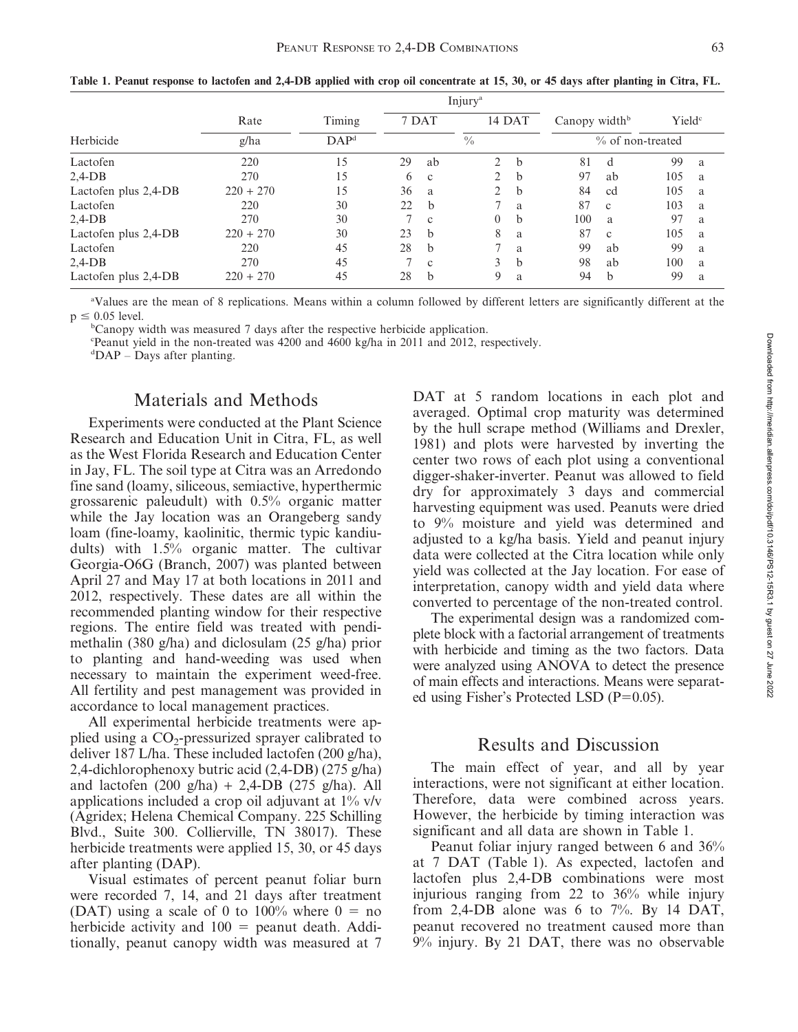Table 1. Peanut response to lactofen and 2,4-DB applied with crop oil concentrate at 15, 30, or 45 days after planting in Citra, FL.

| Herbicide | Rate | Timing | Injury[a] 7 DAT | | Injury[a] 14 DAT | | Canopy width[b] | | Yield[c] | |
|---|---|---|---|---|---|---|---|---|---|---|
| | g/ha | DAP[d] | % | | | | % of non-treated | | | |
| Lactofen | 220 | 15 | 29 | ab | 2 | b | 81 | d | 99 | a |
| 2,4-DB | 270 | 15 | 6 | c | 2 | b | 97 | ab | 105 | a |
| Lactofen plus 2,4-DB | 220 + 270 | 15 | 36 | a | 2 | b | 84 | cd | 105 | a |
| Lactofen | 220 | 30 | 22 | b | 7 | a | 87 | c | 103 | a |
| 2,4-DB | 270 | 30 | 7 | c | 0 | b | 100 | a | 97 | a |
| Lactofen plus 2,4-DB | 220 + 270 | 30 | 23 | b | 8 | a | 87 | c | 105 | a |
| Lactofen | 220 | 45 | 28 | b | 7 | a | 99 | ab | 99 | a |
| 2,4-DB | 270 | 45 | 7 | c | 3 | b | 98 | ab | 100 | a |
| Lactofen plus 2,4-DB | 220 + 270 | 45 | 28 | b | 9 | a | 94 | b | 99 | a |

[a]Values are the mean of 8 replications. Means within a column followed by different letters are significantly different at the $p \leq 0.05$ level.

[b]Canopy width was measured 7 days after the respective herbicide application.

[c]Peanut yield in the non-treated was 4200 and 4600 kg/ha in 2011 and 2012, respectively.

[d]DAP – Days after planting.

## Materials and Methods

Experiments were conducted at the Plant Science Research and Education Unit in Citra, FL, as well as the West Florida Research and Education Center in Jay, FL. The soil type at Citra was an Arredondo fine sand (loamy, siliceous, semiactive, hyperthermic grossarenic paleudult) with 0.5% organic matter while the Jay location was an Orangeberg sandy loam (fine-loamy, kaolinitic, thermic typic kandiudults) with 1.5% organic matter. The cultivar Georgia-O6G (Branch, 2007) was planted between April 27 and May 17 at both locations in 2011 and 2012, respectively. These dates are all within the recommended planting window for their respective regions. The entire field was treated with pendimethalin (380 g/ha) and diclosulam (25 g/ha) prior to planting and hand-weeding was used when necessary to maintain the experiment weed-free. All fertility and pest management was provided in accordance to local management practices.

All experimental herbicide treatments were applied using a $CO_2$-pressurized sprayer calibrated to deliver 187 L/ha. These included lactofen (200 g/ha), 2,4-dichlorophenoxy butric acid (2,4-DB) (275 g/ha) and lactofen (200 g/ha) + 2,4-DB (275 g/ha). All applications included a crop oil adjuvant at 1% v/v (Agridex; Helena Chemical Company. 225 Schilling Blvd., Suite 300. Collierville, TN 38017). These herbicide treatments were applied 15, 30, or 45 days after planting (DAP).

Visual estimates of percent peanut foliar burn were recorded 7, 14, and 21 days after treatment (DAT) using a scale of 0 to 100% where 0 = no herbicide activity and 100 = peanut death. Additionally, peanut canopy width was measured at 7 DAT at 5 random locations in each plot and averaged. Optimal crop maturity was determined by the hull scrape method (Williams and Drexler, 1981) and plots were harvested by inverting the center two rows of each plot using a conventional digger-shaker-inverter. Peanut was allowed to field dry for approximately 3 days and commercial harvesting equipment was used. Peanuts were dried to 9% moisture and yield was determined and adjusted to a kg/ha basis. Yield and peanut injury data were collected at the Citra location while only yield was collected at the Jay location. For ease of interpretation, canopy width and yield data where converted to percentage of the non-treated control.

The experimental design was a randomized complete block with a factorial arrangement of treatments with herbicide and timing as the two factors. Data were analyzed using ANOVA to detect the presence of main effects and interactions. Means were separated using Fisher's Protected LSD ($P=0.05$).

## Results and Discussion

The main effect of year, and all by year interactions, were not significant at either location. Therefore, data were combined across years. However, the herbicide by timing interaction was significant and all data are shown in Table 1.

Peanut foliar injury ranged between 6 and 36% at 7 DAT (Table 1). As expected, lactofen and lactofen plus 2,4-DB combinations were most injurious ranging from 22 to 36% while injury from 2,4-DB alone was 6 to 7%. By 14 DAT, peanut recovered no treatment caused more than 9% injury. By 21 DAT, there was no observable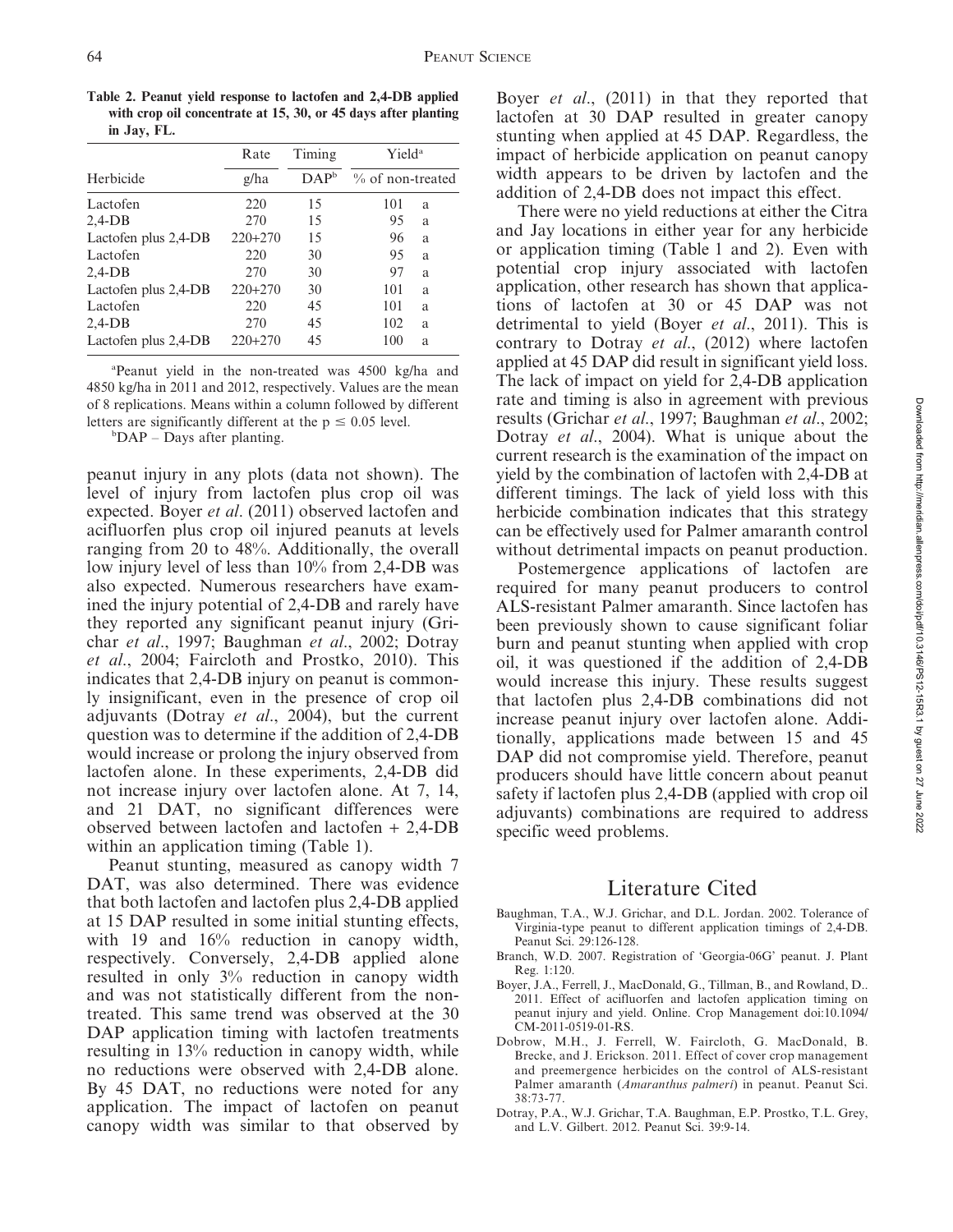**Table 2. Peanut yield response to lactofen and 2,4-DB applied with crop oil concentrate at 15, 30, or 45 days after planting in Jay, FL.**

| Herbicide | Rate | Timing | Yield[a] | |
|---|---|---|---|---|
| | g/ha | DAP[b] | % of non-treated | |
| Lactofen | 220 | 15 | 101 | a |
| 2,4-DB | 270 | 15 | 95 | a |
| Lactofen plus 2,4-DB | 220+270 | 15 | 96 | a |
| Lactofen | 220 | 30 | 95 | a |
| 2,4-DB | 270 | 30 | 97 | a |
| Lactofen plus 2,4-DB | 220+270 | 30 | 101 | a |
| Lactofen | 220 | 45 | 101 | a |
| 2,4-DB | 270 | 45 | 102 | a |
| Lactofen plus 2,4-DB | 220+270 | 45 | 100 | a |

[a]Peanut yield in the non-treated was 4500 kg/ha and 4850 kg/ha in 2011 and 2012, respectively. Values are the mean of 8 replications. Means within a column followed by different letters are significantly different at the $p \leq 0.05$ level.

[b]DAP – Days after planting.

peanut injury in any plots (data not shown). The level of injury from lactofen plus crop oil was expected. Boyer *et al*. (2011) observed lactofen and acifluorfen plus crop oil injured peanuts at levels ranging from 20 to 48%. Additionally, the overall low injury level of less than 10% from 2,4-DB was also expected. Numerous researchers have examined the injury potential of 2,4-DB and rarely have they reported any significant peanut injury (Grichar *et al*., 1997; Baughman *et al*., 2002; Dotray *et al*., 2004; Faircloth and Prostko, 2010). This indicates that 2,4-DB injury on peanut is commonly insignificant, even in the presence of crop oil adjuvants (Dotray *et al*., 2004), but the current question was to determine if the addition of 2,4-DB would increase or prolong the injury observed from lactofen alone. In these experiments, 2,4-DB did not increase injury over lactofen alone. At 7, 14, and 21 DAT, no significant differences were observed between lactofen and lactofen + 2,4-DB within an application timing (Table 1).

Peanut stunting, measured as canopy width 7 DAT, was also determined. There was evidence that both lactofen and lactofen plus 2,4-DB applied at 15 DAP resulted in some initial stunting effects, with 19 and 16% reduction in canopy width, respectively. Conversely, 2,4-DB applied alone resulted in only 3% reduction in canopy width and was not statistically different from the non-treated. This same trend was observed at the 30 DAP application timing with lactofen treatments resulting in 13% reduction in canopy width, while no reductions were observed with 2,4-DB alone. By 45 DAT, no reductions were noted for any application. The impact of lactofen on peanut canopy width was similar to that observed by Boyer *et al*., (2011) in that they reported that lactofen at 30 DAP resulted in greater canopy stunting when applied at 45 DAP. Regardless, the impact of herbicide application on peanut canopy width appears to be driven by lactofen and the addition of 2,4-DB does not impact this effect.

There were no yield reductions at either the Citra and Jay locations in either year for any herbicide or application timing (Table 1 and 2). Even with potential crop injury associated with lactofen application, other research has shown that applications of lactofen at 30 or 45 DAP was not detrimental to yield (Boyer *et al*., 2011). This is contrary to Dotray *et al*., (2012) where lactofen applied at 45 DAP did result in significant yield loss. The lack of impact on yield for 2,4-DB application rate and timing is also in agreement with previous results (Grichar *et al*., 1997; Baughman *et al*., 2002; Dotray *et al*., 2004). What is unique about the current research is the examination of the impact on yield by the combination of lactofen with 2,4-DB at different timings. The lack of yield loss with this herbicide combination indicates that this strategy can be effectively used for Palmer amaranth control without detrimental impacts on peanut production.

Postemergence applications of lactofen are required for many peanut producers to control ALS-resistant Palmer amaranth. Since lactofen has been previously shown to cause significant foliar burn and peanut stunting when applied with crop oil, it was questioned if the addition of 2,4-DB would increase this injury. These results suggest that lactofen plus 2,4-DB combinations did not increase peanut injury over lactofen alone. Additionally, applications made between 15 and 45 DAP did not compromise yield. Therefore, peanut producers should have little concern about peanut safety if lactofen plus 2,4-DB (applied with crop oil adjuvants) combinations are required to address specific weed problems.

## Literature Cited

Baughman, T.A., W.J. Grichar, and D.L. Jordan. 2002. Tolerance of Virginia-type peanut to different application timings of 2,4-DB. Peanut Sci. 29:126-128.

Branch, W.D. 2007. Registration of 'Georgia-06G' peanut. J. Plant Reg. 1:120.

Boyer, J.A., Ferrell, J., MacDonald, G., Tillman, B., and Rowland, D.. 2011. Effect of acifluorfen and lactofen application timing on peanut injury and yield. Online. Crop Management doi:10.1094/CM-2011-0519-01-RS.

Dobrow, M.H., J. Ferrell, W. Faircloth, G. MacDonald, B. Brecke, and J. Erickson. 2011. Effect of cover crop management and preemergence herbicides on the control of ALS-resistant Palmer amaranth (*Amaranthus palmeri*) in peanut. Peanut Sci. 38:73-77.

Dotray, P.A., W.J. Grichar, T.A. Baughman, E.P. Prostko, T.L. Grey, and L.V. Gilbert. 2012. Peanut Sci. 39:9-14.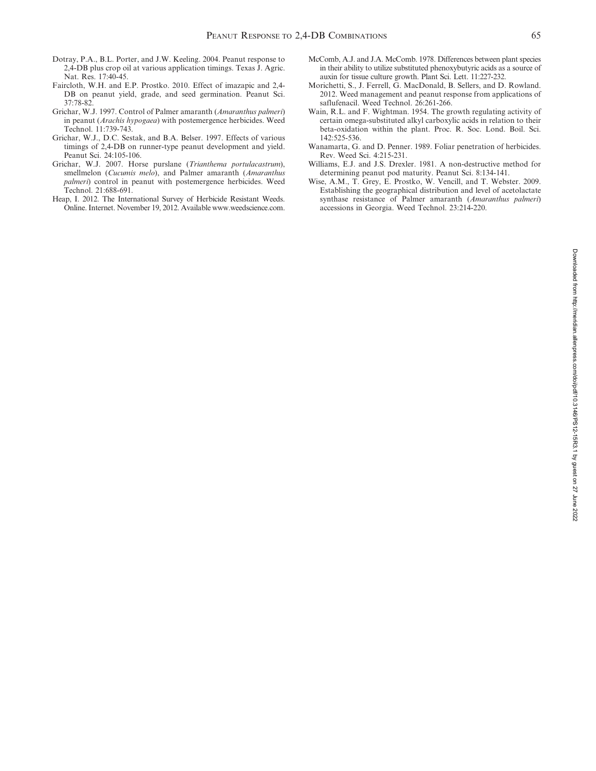Dotray, P.A., B.L. Porter, and J.W. Keeling. 2004. Peanut response to 2,4-DB plus crop oil at various application timings. Texas J. Agric. Nat. Res. 17:40-45.

Faircloth, W.H. and E.P. Prostko. 2010. Effect of imazapic and 2,4-DB on peanut yield, grade, and seed germination. Peanut Sci. 37:78-82.

Grichar, W.J. 1997. Control of Palmer amaranth (*Amaranthus palmeri*) in peanut (*Arachis hypogaea*) with postemergence herbicides. Weed Technol. 11:739-743.

Grichar, W.J., D.C. Sestak, and B.A. Belser. 1997. Effects of various timings of 2,4-DB on runner-type peanut development and yield. Peanut Sci. 24:105-106.

Grichar, W.J. 2007. Horse purslane (*Trianthema portulacastrum*), smellmelon (*Cucumis melo*), and Palmer amaranth (*Amaranthus palmeri*) control in peanut with postemergence herbicides. Weed Technol. 21:688-691.

Heap, I. 2012. The International Survey of Herbicide Resistant Weeds. Online. Internet. November 19, 2012. Available www.weedscience.com.

McComb, A.J. and J.A. McComb. 1978. Differences between plant species in their ability to utilize substituted phenoxybutyric acids as a source of auxin for tissue culture growth. Plant Sci. Lett. 11:227-232.

Morichetti, S., J. Ferrell, G. MacDonald, B. Sellers, and D. Rowland. 2012. Weed management and peanut response from applications of saflufenacil. Weed Technol. 26:261-266.

Wain, R.L. and F. Wightman. 1954. The growth regulating activity of certain omega-substituted alkyl carboxylic acids in relation to their beta-oxidation within the plant. Proc. R. Soc. Lond. Boil. Sci. 142:525-536.

Wanamarta, G. and D. Penner. 1989. Foliar penetration of herbicides. Rev. Weed Sci. 4:215-231.

Williams, E.J. and J.S. Drexler. 1981. A non-destructive method for determining peanut pod maturity. Peanut Sci. 8:134-141.

Wise, A.M., T. Grey, E. Prostko, W. Vencill, and T. Webster. 2009. Establishing the geographical distribution and level of acetolactate synthase resistance of Palmer amaranth (*Amaranthus palmeri*) accessions in Georgia. Weed Technol. 23:214-220.